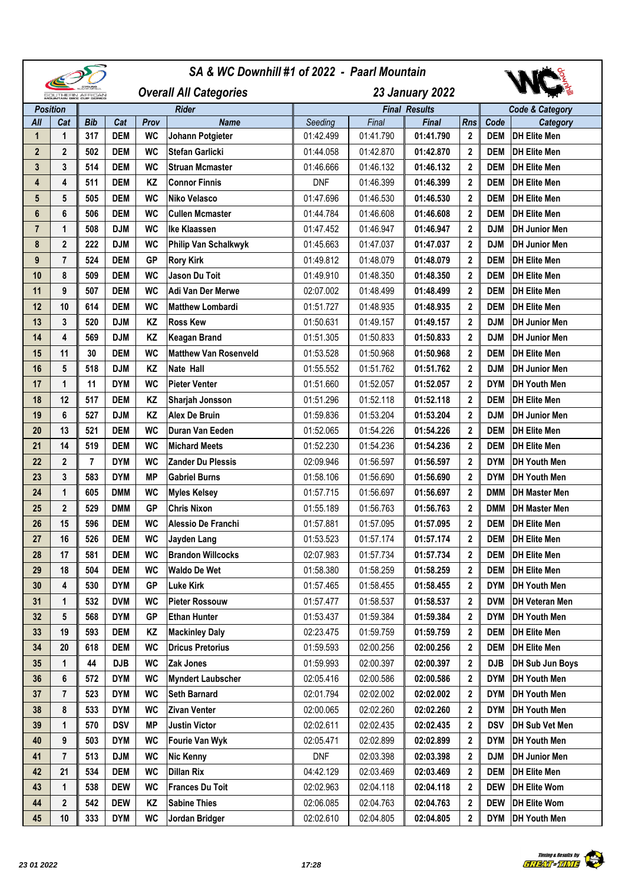# SA & WC Downhill #1 of 2022 - Paarl Mountain

## Overall All Categories — 23 January 2022

| Position | | Rider | | | | Final Results | | | | Code & Category | |
|---|---|---|---|---|---|---|---|---|---|---|---|
| All | Cat | Bib | Cat | Prov | Name | Seeding | Final | Final | Rns | Code | Category |
| 1 | 1 | 317 | DEM | WC | Johann Potgieter | 01:42.499 | 01:41.790 | 01:41.790 | 2 | DEM | DH Elite Men |
| 2 | 2 | 502 | DEM | WC | Stefan Garlicki | 01:44.058 | 01:42.870 | 01:42.870 | 2 | DEM | DH Elite Men |
| 3 | 3 | 514 | DEM | WC | Struan Mcmaster | 01:46.666 | 01:46.132 | 01:46.132 | 2 | DEM | DH Elite Men |
| 4 | 4 | 511 | DEM | KZ | Connor Finnis | DNF | 01:46.399 | 01:46.399 | 2 | DEM | DH Elite Men |
| 5 | 5 | 505 | DEM | WC | Niko Velasco | 01:47.696 | 01:46.530 | 01:46.530 | 2 | DEM | DH Elite Men |
| 6 | 6 | 506 | DEM | WC | Cullen Mcmaster | 01:44.784 | 01:46.608 | 01:46.608 | 2 | DEM | DH Elite Men |
| 7 | 1 | 508 | DJM | WC | Ike Klaassen | 01:47.452 | 01:46.947 | 01:46.947 | 2 | DJM | DH Junior Men |
| 8 | 2 | 222 | DJM | WC | Philip Van Schalkwyk | 01:45.663 | 01:47.037 | 01:47.037 | 2 | DJM | DH Junior Men |
| 9 | 7 | 524 | DEM | GP | Rory Kirk | 01:49.812 | 01:48.079 | 01:48.079 | 2 | DEM | DH Elite Men |
| 10 | 8 | 509 | DEM | WC | Jason Du Toit | 01:49.910 | 01:48.350 | 01:48.350 | 2 | DEM | DH Elite Men |
| 11 | 9 | 507 | DEM | WC | Adi Van Der Merwe | 02:07.002 | 01:48.499 | 01:48.499 | 2 | DEM | DH Elite Men |
| 12 | 10 | 614 | DEM | WC | Matthew Lombardi | 01:51.727 | 01:48.935 | 01:48.935 | 2 | DEM | DH Elite Men |
| 13 | 3 | 520 | DJM | KZ | Ross Kew | 01:50.631 | 01:49.157 | 01:49.157 | 2 | DJM | DH Junior Men |
| 14 | 4 | 569 | DJM | KZ | Keagan Brand | 01:51.305 | 01:50.833 | 01:50.833 | 2 | DJM | DH Junior Men |
| 15 | 11 | 30 | DEM | WC | Matthew Van Rosenveld | 01:53.528 | 01:50.968 | 01:50.968 | 2 | DEM | DH Elite Men |
| 16 | 5 | 518 | DJM | KZ | Nate Hall | 01:55.552 | 01:51.762 | 01:51.762 | 2 | DJM | DH Junior Men |
| 17 | 1 | 11 | DYM | WC | Pieter Venter | 01:51.660 | 01:52.057 | 01:52.057 | 2 | DYM | DH Youth Men |
| 18 | 12 | 517 | DEM | KZ | Sharjah Jonsson | 01:51.296 | 01:52.118 | 01:52.118 | 2 | DEM | DH Elite Men |
| 19 | 6 | 527 | DJM | KZ | Alex De Bruin | 01:59.836 | 01:53.204 | 01:53.204 | 2 | DJM | DH Junior Men |
| 20 | 13 | 521 | DEM | WC | Duran Van Eeden | 01:52.065 | 01:54.226 | 01:54.226 | 2 | DEM | DH Elite Men |
| 21 | 14 | 519 | DEM | WC | Michard Meets | 01:52.230 | 01:54.236 | 01:54.236 | 2 | DEM | DH Elite Men |
| 22 | 2 | 7 | DYM | WC | Zander Du Plessis | 02:09.946 | 01:56.597 | 01:56.597 | 2 | DYM | DH Youth Men |
| 23 | 3 | 583 | DYM | MP | Gabriel Burns | 01:58.106 | 01:56.690 | 01:56.690 | 2 | DYM | DH Youth Men |
| 24 | 1 | 605 | DMM | WC | Myles Kelsey | 01:57.715 | 01:56.697 | 01:56.697 | 2 | DMM | DH Master Men |
| 25 | 2 | 529 | DMM | GP | Chris Nixon | 01:55.189 | 01:56.763 | 01:56.763 | 2 | DMM | DH Master Men |
| 26 | 15 | 596 | DEM | WC | Alessio De Franchi | 01:57.881 | 01:57.095 | 01:57.095 | 2 | DEM | DH Elite Men |
| 27 | 16 | 526 | DEM | WC | Jayden Lang | 01:53.523 | 01:57.174 | 01:57.174 | 2 | DEM | DH Elite Men |
| 28 | 17 | 581 | DEM | WC | Brandon Willcocks | 02:07.983 | 01:57.734 | 01:57.734 | 2 | DEM | DH Elite Men |
| 29 | 18 | 504 | DEM | WC | Waldo De Wet | 01:58.380 | 01:58.259 | 01:58.259 | 2 | DEM | DH Elite Men |
| 30 | 4 | 530 | DYM | GP | Luke Kirk | 01:57.465 | 01:58.455 | 01:58.455 | 2 | DYM | DH Youth Men |
| 31 | 1 | 532 | DVM | WC | Pieter Rossouw | 01:57.477 | 01:58.537 | 01:58.537 | 2 | DVM | DH Veteran Men |
| 32 | 5 | 568 | DYM | GP | Ethan Hunter | 01:53.437 | 01:59.384 | 01:59.384 | 2 | DYM | DH Youth Men |
| 33 | 19 | 593 | DEM | KZ | Mackinley Daly | 02:23.475 | 01:59.759 | 01:59.759 | 2 | DEM | DH Elite Men |
| 34 | 20 | 618 | DEM | WC | Dricus Pretorius | 01:59.593 | 02:00.256 | 02:00.256 | 2 | DEM | DH Elite Men |
| 35 | 1 | 44 | DJB | WC | Zak Jones | 01:59.993 | 02:00.397 | 02:00.397 | 2 | DJB | DH Sub Jun Boys |
| 36 | 6 | 572 | DYM | WC | Myndert Laubscher | 02:05.416 | 02:00.586 | 02:00.586 | 2 | DYM | DH Youth Men |
| 37 | 7 | 523 | DYM | WC | Seth Barnard | 02:01.794 | 02:02.002 | 02:02.002 | 2 | DYM | DH Youth Men |
| 38 | 8 | 533 | DYM | WC | Zivan Venter | 02:00.065 | 02:02.260 | 02:02.260 | 2 | DYM | DH Youth Men |
| 39 | 1 | 570 | DSV | MP | Justin Victor | 02:02.611 | 02:02.435 | 02:02.435 | 2 | DSV | DH Sub Vet Men |
| 40 | 9 | 503 | DYM | WC | Fourie Van Wyk | 02:05.471 | 02:02.899 | 02:02.899 | 2 | DYM | DH Youth Men |
| 41 | 7 | 513 | DJM | WC | Nic Kenny | DNF | 02:03.398 | 02:03.398 | 2 | DJM | DH Junior Men |
| 42 | 21 | 534 | DEM | WC | Dillan Rix | 04:42.129 | 02:03.469 | 02:03.469 | 2 | DEM | DH Elite Men |
| 43 | 1 | 538 | DEW | WC | Frances Du Toit | 02:02.963 | 02:04.118 | 02:04.118 | 2 | DEW | DH Elite Wom |
| 44 | 2 | 542 | DEW | KZ | Sabine Thies | 02:06.085 | 02:04.763 | 02:04.763 | 2 | DEW | DH Elite Wom |
| 45 | 10 | 333 | DYM | WC | Jordan Bridger | 02:02.610 | 02:04.805 | 02:04.805 | 2 | DYM | DH Youth Men |

23 01 2022 — 17:28

Timing & Results by GREAT-TIME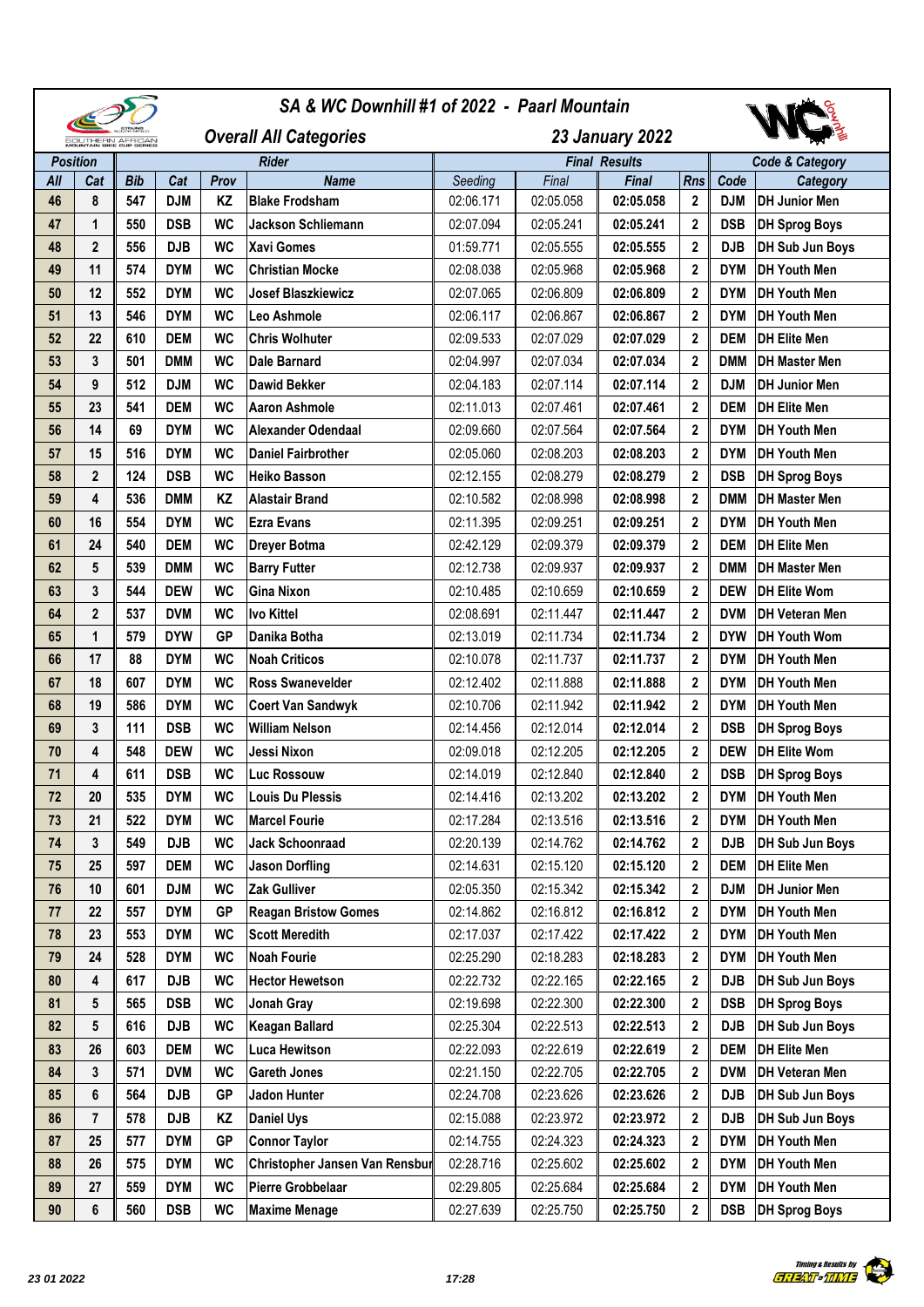# SA & WC Downhill #1 of 2022 - Paarl Mountain

## Overall All Categories — 23 January 2022

| Position | | Rider | | | | Final Results | | | | Code & Category | |
|---|---|---|---|---|---|---|---|---|---|---|---|
| All | Cat | Bib | Cat | Prov | Name | Seeding | Final | Final | Rns | Code | Category |
| 46 | 8 | 547 | DJM | KZ | Blake Frodsham | 02:06.171 | 02:05.058 | 02:05.058 | 2 | DJM | DH Junior Men |
| 47 | 1 | 550 | DSB | WC | Jackson Schliemann | 02:07.094 | 02:05.241 | 02:05.241 | 2 | DSB | DH Sprog Boys |
| 48 | 2 | 556 | DJB | WC | Xavi Gomes | 01:59.771 | 02:05.555 | 02:05.555 | 2 | DJB | DH Sub Jun Boys |
| 49 | 11 | 574 | DYM | WC | Christian Mocke | 02:08.038 | 02:05.968 | 02:05.968 | 2 | DYM | DH Youth Men |
| 50 | 12 | 552 | DYM | WC | Josef Blaszkiewicz | 02:07.065 | 02:06.809 | 02:06.809 | 2 | DYM | DH Youth Men |
| 51 | 13 | 546 | DYM | WC | Leo Ashmole | 02:06.117 | 02:06.867 | 02:06.867 | 2 | DYM | DH Youth Men |
| 52 | 22 | 610 | DEM | WC | Chris Wolhuter | 02:09.533 | 02:07.029 | 02:07.029 | 2 | DEM | DH Elite Men |
| 53 | 3 | 501 | DMM | WC | Dale Barnard | 02:04.997 | 02:07.034 | 02:07.034 | 2 | DMM | DH Master Men |
| 54 | 9 | 512 | DJM | WC | Dawid Bekker | 02:04.183 | 02:07.114 | 02:07.114 | 2 | DJM | DH Junior Men |
| 55 | 23 | 541 | DEM | WC | Aaron Ashmole | 02:11.013 | 02:07.461 | 02:07.461 | 2 | DEM | DH Elite Men |
| 56 | 14 | 69 | DYM | WC | Alexander Odendaal | 02:09.660 | 02:07.564 | 02:07.564 | 2 | DYM | DH Youth Men |
| 57 | 15 | 516 | DYM | WC | Daniel Fairbrother | 02:05.060 | 02:08.203 | 02:08.203 | 2 | DYM | DH Youth Men |
| 58 | 2 | 124 | DSB | WC | Heiko Basson | 02:12.155 | 02:08.279 | 02:08.279 | 2 | DSB | DH Sprog Boys |
| 59 | 4 | 536 | DMM | KZ | Alastair Brand | 02:10.582 | 02:08.998 | 02:08.998 | 2 | DMM | DH Master Men |
| 60 | 16 | 554 | DYM | WC | Ezra Evans | 02:11.395 | 02:09.251 | 02:09.251 | 2 | DYM | DH Youth Men |
| 61 | 24 | 540 | DEM | WC | Dreyer Botma | 02:42.129 | 02:09.379 | 02:09.379 | 2 | DEM | DH Elite Men |
| 62 | 5 | 539 | DMM | WC | Barry Futter | 02:12.738 | 02:09.937 | 02:09.937 | 2 | DMM | DH Master Men |
| 63 | 3 | 544 | DEW | WC | Gina Nixon | 02:10.485 | 02:10.659 | 02:10.659 | 2 | DEW | DH Elite Wom |
| 64 | 2 | 537 | DVM | WC | Ivo Kittel | 02:08.691 | 02:11.447 | 02:11.447 | 2 | DVM | DH Veteran Men |
| 65 | 1 | 579 | DYW | GP | Danika Botha | 02:13.019 | 02:11.734 | 02:11.734 | 2 | DYW | DH Youth Wom |
| 66 | 17 | 88 | DYM | WC | Noah Criticos | 02:10.078 | 02:11.737 | 02:11.737 | 2 | DYM | DH Youth Men |
| 67 | 18 | 607 | DYM | WC | Ross Swanevelder | 02:12.402 | 02:11.888 | 02:11.888 | 2 | DYM | DH Youth Men |
| 68 | 19 | 586 | DYM | WC | Coert Van Sandwyk | 02:10.706 | 02:11.942 | 02:11.942 | 2 | DYM | DH Youth Men |
| 69 | 3 | 111 | DSB | WC | William Nelson | 02:14.456 | 02:12.014 | 02:12.014 | 2 | DSB | DH Sprog Boys |
| 70 | 4 | 548 | DEW | WC | Jessi Nixon | 02:09.018 | 02:12.205 | 02:12.205 | 2 | DEW | DH Elite Wom |
| 71 | 4 | 611 | DSB | WC | Luc Rossouw | 02:14.019 | 02:12.840 | 02:12.840 | 2 | DSB | DH Sprog Boys |
| 72 | 20 | 535 | DYM | WC | Louis Du Plessis | 02:14.416 | 02:13.202 | 02:13.202 | 2 | DYM | DH Youth Men |
| 73 | 21 | 522 | DYM | WC | Marcel Fourie | 02:17.284 | 02:13.516 | 02:13.516 | 2 | DYM | DH Youth Men |
| 74 | 3 | 549 | DJB | WC | Jack Schoonraad | 02:20.139 | 02:14.762 | 02:14.762 | 2 | DJB | DH Sub Jun Boys |
| 75 | 25 | 597 | DEM | WC | Jason Dorfling | 02:14.631 | 02:15.120 | 02:15.120 | 2 | DEM | DH Elite Men |
| 76 | 10 | 601 | DJM | WC | Zak Gulliver | 02:05.350 | 02:15.342 | 02:15.342 | 2 | DJM | DH Junior Men |
| 77 | 22 | 557 | DYM | GP | Reagan Bristow Gomes | 02:14.862 | 02:16.812 | 02:16.812 | 2 | DYM | DH Youth Men |
| 78 | 23 | 553 | DYM | WC | Scott Meredith | 02:17.037 | 02:17.422 | 02:17.422 | 2 | DYM | DH Youth Men |
| 79 | 24 | 528 | DYM | WC | Noah Fourie | 02:25.290 | 02:18.283 | 02:18.283 | 2 | DYM | DH Youth Men |
| 80 | 4 | 617 | DJB | WC | Hector Hewetson | 02:22.732 | 02:22.165 | 02:22.165 | 2 | DJB | DH Sub Jun Boys |
| 81 | 5 | 565 | DSB | WC | Jonah Gray | 02:19.698 | 02:22.300 | 02:22.300 | 2 | DSB | DH Sprog Boys |
| 82 | 5 | 616 | DJB | WC | Keagan Ballard | 02:25.304 | 02:22.513 | 02:22.513 | 2 | DJB | DH Sub Jun Boys |
| 83 | 26 | 603 | DEM | WC | Luca Hewitson | 02:22.093 | 02:22.619 | 02:22.619 | 2 | DEM | DH Elite Men |
| 84 | 3 | 571 | DVM | WC | Gareth Jones | 02:21.150 | 02:22.705 | 02:22.705 | 2 | DVM | DH Veteran Men |
| 85 | 6 | 564 | DJB | GP | Jadon Hunter | 02:24.708 | 02:23.626 | 02:23.626 | 2 | DJB | DH Sub Jun Boys |
| 86 | 7 | 578 | DJB | KZ | Daniel Uys | 02:15.088 | 02:23.972 | 02:23.972 | 2 | DJB | DH Sub Jun Boys |
| 87 | 25 | 577 | DYM | GP | Connor Taylor | 02:14.755 | 02:24.323 | 02:24.323 | 2 | DYM | DH Youth Men |
| 88 | 26 | 575 | DYM | WC | Christopher Jansen Van Rensbur | 02:28.716 | 02:25.602 | 02:25.602 | 2 | DYM | DH Youth Men |
| 89 | 27 | 559 | DYM | WC | Pierre Grobbelaar | 02:29.805 | 02:25.684 | 02:25.684 | 2 | DYM | DH Youth Men |
| 90 | 6 | 560 | DSB | WC | Maxime Menage | 02:27.639 | 02:25.750 | 02:25.750 | 2 | DSB | DH Sprog Boys |

23 01 2022 — 17:28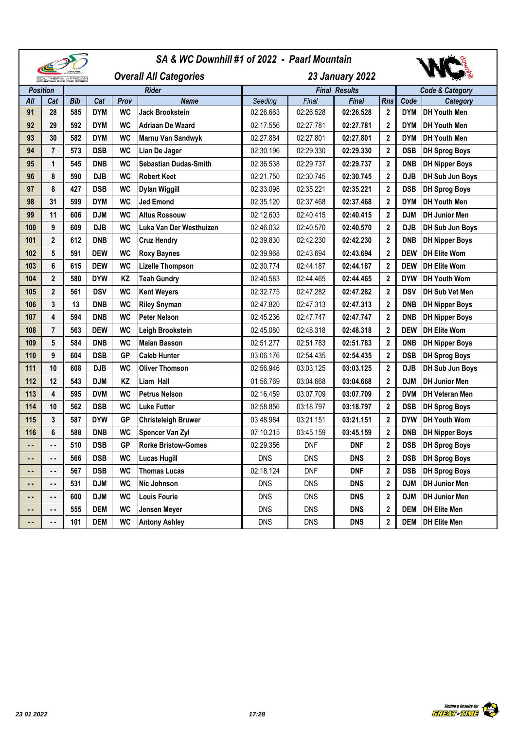# SA & WC Downhill #1 of 2022 - Paarl Mountain

## Overall All Categories — 23 January 2022

| Position | | Rider | | | | Final Results | | | | Code & Category | |
|---|---|---|---|---|---|---|---|---|---|---|---|
| All | Cat | Bib | Cat | Prov | Name | Seeding | Final | Final | Rns | Code | Category |
| 91 | 28 | 585 | DYM | WC | Jack Brookstein | 02:26.663 | 02:26.528 | 02:26.528 | 2 | DYM | DH Youth Men |
| 92 | 29 | 592 | DYM | WC | Adriaan De Waard | 02:17.556 | 02:27.781 | 02:27.781 | 2 | DYM | DH Youth Men |
| 93 | 30 | 582 | DYM | WC | Marnu Van Sandwyk | 02:27.884 | 02:27.801 | 02:27.801 | 2 | DYM | DH Youth Men |
| 94 | 7 | 573 | DSB | WC | Lian De Jager | 02:30.196 | 02:29.330 | 02:29.330 | 2 | DSB | DH Sprog Boys |
| 95 | 1 | 545 | DNB | WC | Sebastian Dudas-Smith | 02:36.538 | 02:29.737 | 02:29.737 | 2 | DNB | DH Nipper Boys |
| 96 | 8 | 590 | DJB | WC | Robert Keet | 02:21.750 | 02:30.745 | 02:30.745 | 2 | DJB | DH Sub Jun Boys |
| 97 | 8 | 427 | DSB | WC | Dylan Wiggill | 02:33.098 | 02:35.221 | 02:35.221 | 2 | DSB | DH Sprog Boys |
| 98 | 31 | 599 | DYM | WC | Jed Emond | 02:35.120 | 02:37.468 | 02:37.468 | 2 | DYM | DH Youth Men |
| 99 | 11 | 606 | DJM | WC | Altus Rossouw | 02:12.603 | 02:40.415 | 02:40.415 | 2 | DJM | DH Junior Men |
| 100 | 9 | 609 | DJB | WC | Luka Van Der Westhuizen | 02:46.032 | 02:40.570 | 02:40.570 | 2 | DJB | DH Sub Jun Boys |
| 101 | 2 | 612 | DNB | WC | Cruz Hendry | 02:39.830 | 02:42.230 | 02:42.230 | 2 | DNB | DH Nipper Boys |
| 102 | 5 | 591 | DEW | WC | Roxy Baynes | 02:39.968 | 02:43.694 | 02:43.694 | 2 | DEW | DH Elite Wom |
| 103 | 6 | 615 | DEW | WC | Lizelle Thompson | 02:30.774 | 02:44.187 | 02:44.187 | 2 | DEW | DH Elite Wom |
| 104 | 2 | 580 | DYW | KZ | Teah Gundry | 02:40.583 | 02:44.465 | 02:44.465 | 2 | DYW | DH Youth Wom |
| 105 | 2 | 561 | DSV | WC | Kent Weyers | 02:32.775 | 02:47.282 | 02:47.282 | 2 | DSV | DH Sub Vet Men |
| 106 | 3 | 13 | DNB | WC | Riley Snyman | 02:47.820 | 02:47.313 | 02:47.313 | 2 | DNB | DH Nipper Boys |
| 107 | 4 | 594 | DNB | WC | Peter Nelson | 02:45.236 | 02:47.747 | 02:47.747 | 2 | DNB | DH Nipper Boys |
| 108 | 7 | 563 | DEW | WC | Leigh Brookstein | 02:45.080 | 02:48.318 | 02:48.318 | 2 | DEW | DH Elite Wom |
| 109 | 5 | 584 | DNB | WC | Malan Basson | 02:51.277 | 02:51.783 | 02:51.783 | 2 | DNB | DH Nipper Boys |
| 110 | 9 | 604 | DSB | GP | Caleb Hunter | 03:06.176 | 02:54.435 | 02:54.435 | 2 | DSB | DH Sprog Boys |
| 111 | 10 | 608 | DJB | WC | Oliver Thomson | 02:56.946 | 03:03.125 | 03:03.125 | 2 | DJB | DH Sub Jun Boys |
| 112 | 12 | 543 | DJM | KZ | Liam Hall | 01:56.769 | 03:04.668 | 03:04.668 | 2 | DJM | DH Junior Men |
| 113 | 4 | 595 | DVM | WC | Petrus Nelson | 02:16.459 | 03:07.709 | 03:07.709 | 2 | DVM | DH Veteran Men |
| 114 | 10 | 562 | DSB | WC | Luke Futter | 02:58.856 | 03:18.797 | 03:18.797 | 2 | DSB | DH Sprog Boys |
| 115 | 3 | 587 | DYW | GP | Christeleigh Bruwer | 03:48.984 | 03:21.151 | 03:21.151 | 2 | DYW | DH Youth Wom |
| 116 | 6 | 588 | DNB | WC | Spencer Van Zyl | 07:10.215 | 03:45.159 | 03:45.159 | 2 | DNB | DH Nipper Boys |
| -- | -- | 510 | DSB | GP | Rorke Bristow-Gomes | 02:29.356 | DNF | DNF | 2 | DSB | DH Sprog Boys |
| -- | -- | 566 | DSB | WC | Lucas Hugill | DNS | DNS | DNS | 2 | DSB | DH Sprog Boys |
| -- | -- | 567 | DSB | WC | Thomas Lucas | 02:18.124 | DNF | DNF | 2 | DSB | DH Sprog Boys |
| -- | -- | 531 | DJM | WC | Nic Johnson | DNS | DNS | DNS | 2 | DJM | DH Junior Men |
| -- | -- | 600 | DJM | WC | Louis Fourie | DNS | DNS | DNS | 2 | DJM | DH Junior Men |
| -- | -- | 555 | DEM | WC | Jensen Meyer | DNS | DNS | DNS | 2 | DEM | DH Elite Men |
| -- | -- | 101 | DEM | WC | Antony Ashley | DNS | DNS | DNS | 2 | DEM | DH Elite Men |

23 01 2022 — 17:28

Timing & Results by GREAT-TIME